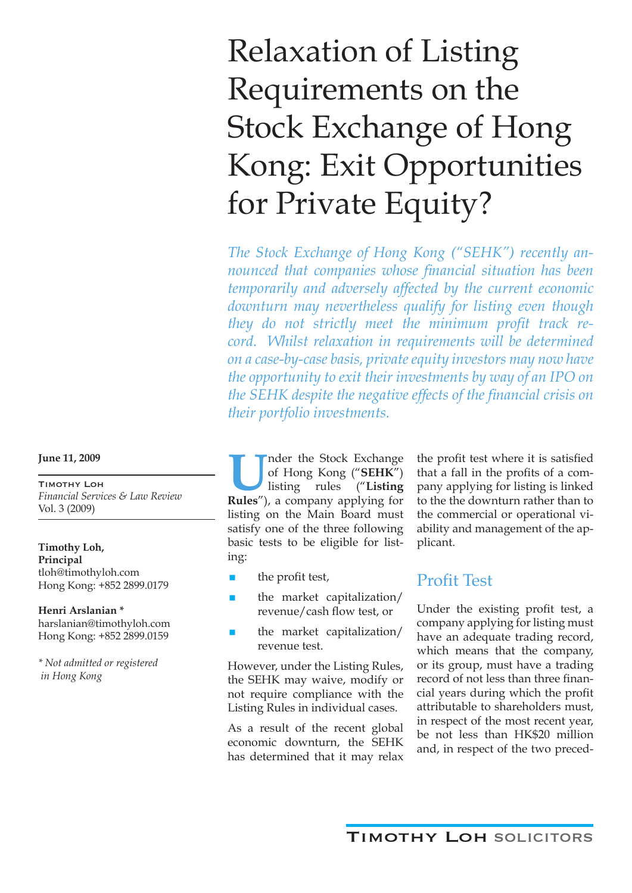# Relaxation of Listing Requirements on the Stock Exchange of Hong Kong: Exit Opportunities for Private Equity?

*The Stock Exchange of Hong Kong ("SEHK") recently announced that companies whose financial situation has been temporarily and adversely affected by the current economic downturn may nevertheless qualify for listing even though they do not strictly meet the minimum profit track record. Whilst relaxation in requirements will be determined on a case-by-case basis, private equity investors may now have the opportunity to exit their investments by way of an IPO on the SEHK despite the negative effects of the financial crisis on their portfolio investments.*

**June 11, 2009**

TIMOTHY LOH
*Financial Services & Law Review*
Vol. 3 (2009)

**Timothy Loh,**
**Principal**
tloh@timothyloh.com
Hong Kong: +852 2899.0179

**Henri Arslanian \***
harslanian@timothyloh.com
Hong Kong: +852 2899.0159

*\* Not admitted or registered in Hong Kong*

Under the Stock Exchange of Hong Kong ("**SEHK**") listing rules ("**Listing Rules**"), a company applying for listing on the Main Board must satisfy one of the three following basic tests to be eligible for listing:

- the profit test,
- the market capitalization/revenue/cash flow test, or
- the market capitalization/revenue test.

However, under the Listing Rules, the SEHK may waive, modify or not require compliance with the Listing Rules in individual cases.

As a result of the recent global economic downturn, the SEHK has determined that it may relax the profit test where it is satisfied that a fall in the profits of a company applying for listing is linked to the the downturn rather than to the commercial or operational viability and management of the applicant.

## Profit Test

Under the existing profit test, a company applying for listing must have an adequate trading record, which means that the company, or its group, must have a trading record of not less than three financial years during which the profit attributable to shareholders must, in respect of the most recent year, be not less than HK$20 million and, in respect of the two preced-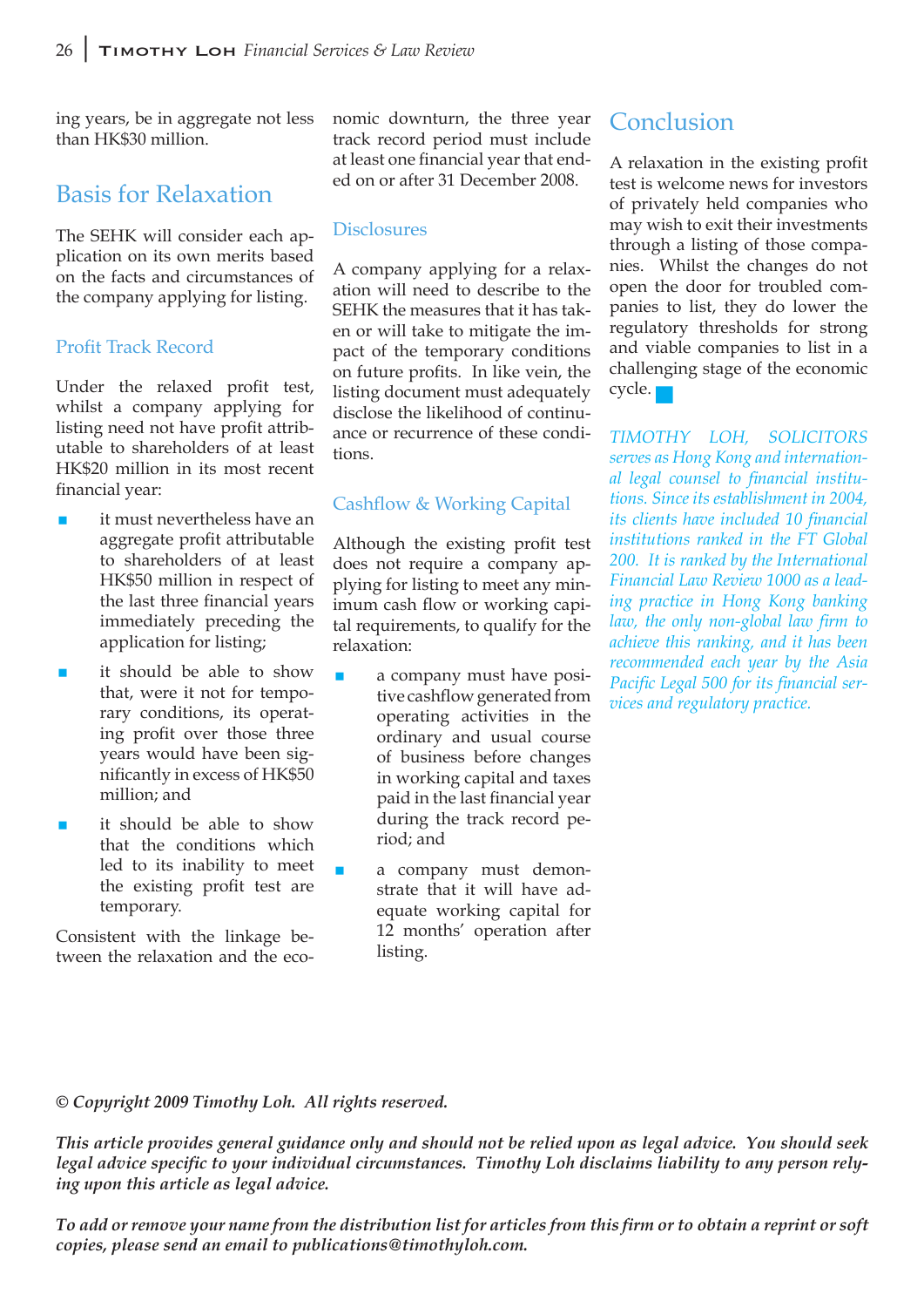ing years, be in aggregate not less than HK$30 million.

## Basis for Relaxation

The SEHK will consider each application on its own merits based on the facts and circumstances of the company applying for listing.

### Profit Track Record

Under the relaxed profit test, whilst a company applying for listing need not have profit attributable to shareholders of at least HK$20 million in its most recent financial year:

- it must nevertheless have an aggregate profit attributable to shareholders of at least HK$50 million in respect of the last three financial years immediately preceding the application for listing;
- it should be able to show that, were it not for temporary conditions, its operating profit over those three years would have been significantly in excess of HK$50 million; and
- it should be able to show that the conditions which led to its inability to meet the existing profit test are temporary.

Consistent with the linkage between the relaxation and the economic downturn, the three year track record period must include at least one financial year that ended on or after 31 December 2008.

### Disclosures

A company applying for a relaxation will need to describe to the SEHK the measures that it has taken or will take to mitigate the impact of the temporary conditions on future profits. In like vein, the listing document must adequately disclose the likelihood of continuance or recurrence of these conditions.

### Cashflow & Working Capital

Although the existing profit test does not require a company applying for listing to meet any minimum cash flow or working capital requirements, to qualify for the relaxation:

- a company must have positive cashflow generated from operating activities in the ordinary and usual course of business before changes in working capital and taxes paid in the last financial year during the track record period; and
- a company must demonstrate that it will have adequate working capital for 12 months' operation after listing.

## Conclusion

A relaxation in the existing profit test is welcome news for investors of privately held companies who may wish to exit their investments through a listing of those companies. Whilst the changes do not open the door for troubled companies to list, they do lower the regulatory thresholds for strong and viable companies to list in a challenging stage of the economic cycle.

*TIMOTHY LOH, SOLICITORS serves as Hong Kong and international legal counsel to financial institutions. Since its establishment in 2004, its clients have included 10 financial institutions ranked in the FT Global 200. It is ranked by the International Financial Law Review 1000 as a leading practice in Hong Kong banking law, the only non-global law firm to achieve this ranking, and it has been recommended each year by the Asia Pacific Legal 500 for its financial services and regulatory practice.*

***© Copyright 2009 Timothy Loh. All rights reserved.***

***This article provides general guidance only and should not be relied upon as legal advice. You should seek legal advice specific to your individual circumstances. Timothy Loh disclaims liability to any person relying upon this article as legal advice.***

***To add or remove your name from the distribution list for articles from this firm or to obtain a reprint or soft copies, please send an email to publications@timothyloh.com.***